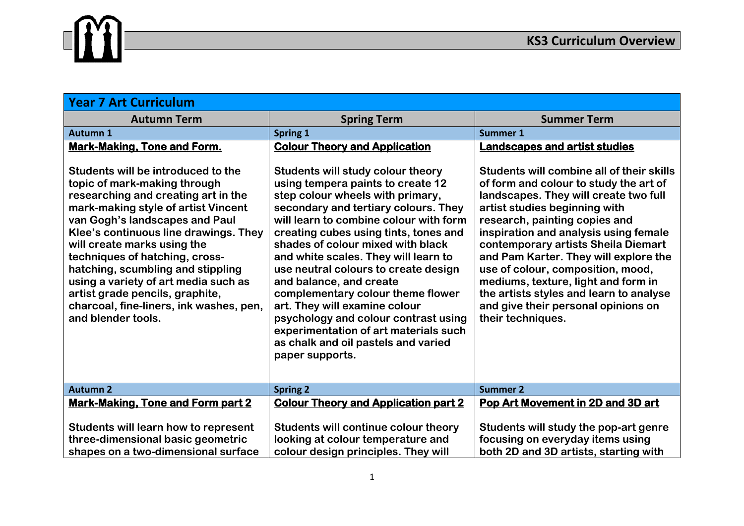# KS3 Curriculum Overview

| Year 7 Art Curriculum | | |
|---|---|---|
| **Autumn Term** | **Spring Term** | **Summer Term** |
| **Autumn 1** | **Spring 1** | **Summer 1** |
| **Mark-Making, Tone and Form.**<br><br>Students will be introduced to the topic of mark-making through researching and creating art in the mark-making style of artist Vincent van Gogh's landscapes and Paul Klee's continuous line drawings. They will create marks using the techniques of hatching, cross-hatching, scumbling and stippling using a variety of art media such as artist grade pencils, graphite, charcoal, fine-liners, ink washes, pen, and blender tools. | **Colour Theory and Application**<br><br>Students will study colour theory using tempera paints to create 12 step colour wheels with primary, secondary and tertiary colours. They will learn to combine colour with form creating cubes using tints, tones and shades of colour mixed with black and white scales. They will learn to use neutral colours to create design and balance, and create complementary colour theme flower art. They will examine colour psychology and colour contrast using experimentation of art materials such as chalk and oil pastels and varied paper supports. | **Landscapes and artist studies**<br><br>Students will combine all of their skills of form and colour to study the art of landscapes. They will create two full artist studies beginning with research, painting copies and inspiration and analysis using female contemporary artists Sheila Diemart and Pam Karter. They will explore the use of colour, composition, mood, mediums, texture, light and form in the artists styles and learn to analyse and give their personal opinions on their techniques. |
| **Autumn 2** | **Spring 2** | **Summer 2** |
| **Mark-Making, Tone and Form part 2**<br><br>Students will learn how to represent three-dimensional basic geometric shapes on a two-dimensional surface | **Colour Theory and Application part 2**<br><br>Students will continue colour theory looking at colour temperature and colour design principles. They will | **Pop Art Movement in 2D and 3D art**<br><br>Students will study the pop-art genre focusing on everyday items using both 2D and 3D artists, starting with |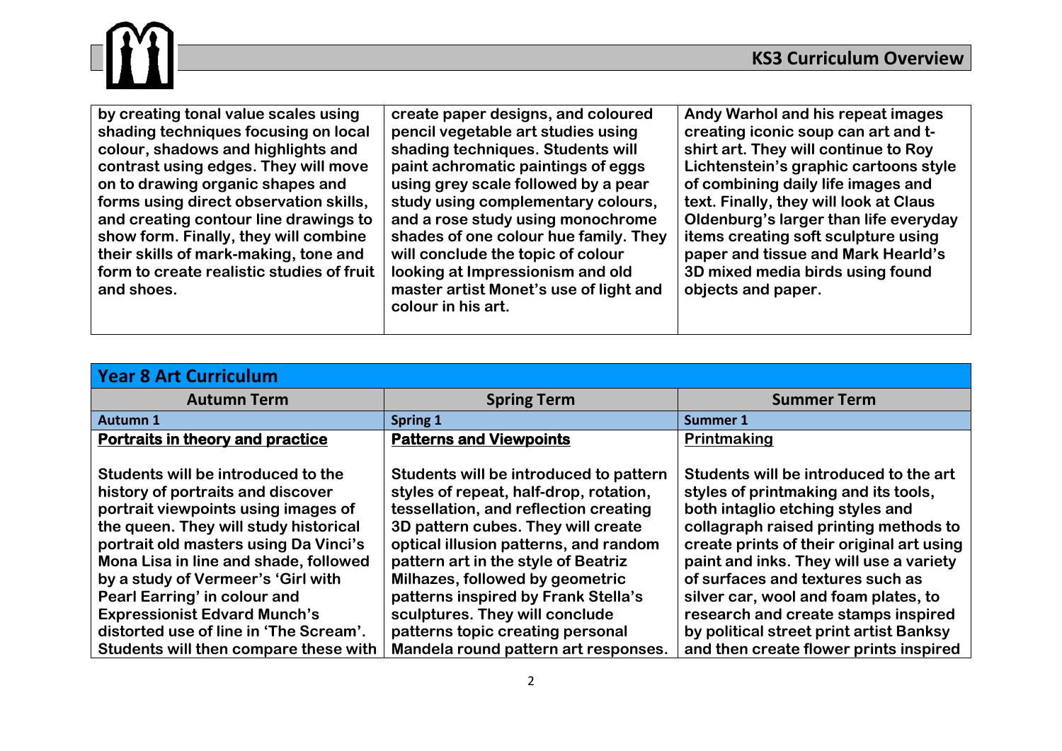| | | |
|---|---|---|
| **by creating tonal value scales using shading techniques focusing on local colour, shadows and highlights and contrast using edges. They will move on to drawing organic shapes and forms using direct observation skills, and creating contour line drawings to show form. Finally, they will combine their skills of mark-making, tone and form to create realistic studies of fruit and shoes.** | **create paper designs, and coloured pencil vegetable art studies using shading techniques. Students will paint achromatic paintings of eggs using grey scale followed by a pear study using complementary colours, and a rose study using monochrome shades of one colour hue family. They will conclude the topic of colour looking at Impressionism and old master artist Monet's use of light and colour in his art.** | **Andy Warhol and his repeat images creating iconic soup can art and t-shirt art. They will continue to Roy Lichtenstein's graphic cartoons style of combining daily life images and text. Finally, they will look at Claus Oldenburg's larger than life everyday items creating soft sculpture using paper and tissue and Mark Hearld's 3D mixed media birds using found objects and paper.** |

| **Year 8 Art Curriculum** | | |
|---|---|---|
| **Autumn Term** | **Spring Term** | **Summer Term** |
| **Autumn 1** | **Spring 1** | **Summer 1** |
| **Portraits in theory and practice**<br><br>**Students will be introduced to the history of portraits and discover portrait viewpoints using images of the queen. They will study historical portrait old masters using Da Vinci's Mona Lisa in line and shade, followed by a study of Vermeer's 'Girl with Pearl Earring' in colour and Expressionist Edvard Munch's distorted use of line in 'The Scream'. Students will then compare these with** | **Patterns and Viewpoints**<br><br>**Students will be introduced to pattern styles of repeat, half-drop, rotation, tessellation, and reflection creating 3D pattern cubes. They will create optical illusion patterns, and random pattern art in the style of Beatriz Milhazes, followed by geometric patterns inspired by Frank Stella's sculptures. They will conclude patterns topic creating personal Mandela round pattern art responses.** | **Printmaking**<br><br>**Students will be introduced to the art styles of printmaking and its tools, both intaglio etching styles and collagraph raised printing methods to create prints of their original art using paint and inks. They will use a variety of surfaces and textures such as silver car, wool and foam plates, to research and create stamps inspired by political street print artist Banksy and then create flower prints inspired** |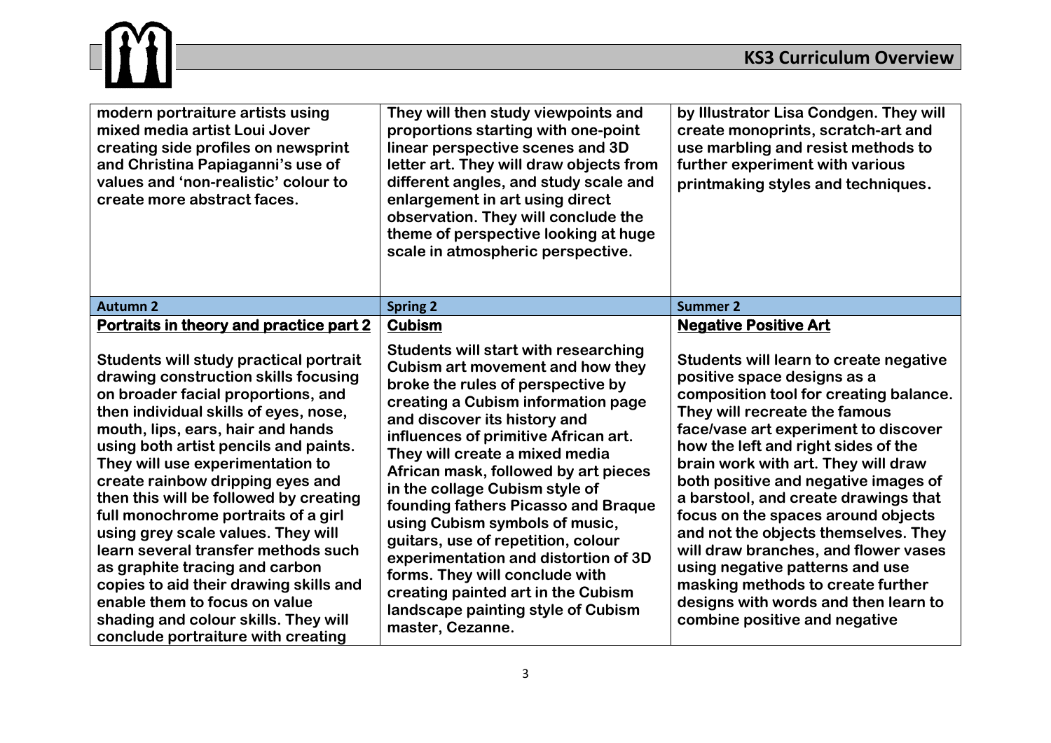| | | |
|---|---|---|
| modern portraiture artists using mixed media artist Loui Jover creating side profiles on newsprint and Christina Papiaganni's use of values and 'non-realistic' colour to create more abstract faces. | They will then study viewpoints and proportions starting with one-point linear perspective scenes and 3D letter art. They will draw objects from different angles, and study scale and enlargement in art using direct observation. They will conclude the theme of perspective looking at huge scale in atmospheric perspective. | by Illustrator Lisa Condgen. They will create monoprints, scratch-art and use marbling and resist methods to further experiment with various printmaking styles and techniques. |
| **Autumn 2** | **Spring 2** | **Summer 2** |
| **Portraits in theory and practice part 2**<br><br>Students will study practical portrait drawing construction skills focusing on broader facial proportions, and then individual skills of eyes, nose, mouth, lips, ears, hair and hands using both artist pencils and paints. They will use experimentation to create rainbow dripping eyes and then this will be followed by creating full monochrome portraits of a girl using grey scale values. They will learn several transfer methods such as graphite tracing and carbon copies to aid their drawing skills and enable them to focus on value shading and colour skills. They will conclude portraiture with creating | **Cubism**<br><br>Students will start with researching Cubism art movement and how they broke the rules of perspective by creating a Cubism information page and discover its history and influences of primitive African art. They will create a mixed media African mask, followed by art pieces in the collage Cubism style of founding fathers Picasso and Braque using Cubism symbols of music, guitars, use of repetition, colour experimentation and distortion of 3D forms. They will conclude with creating painted art in the Cubism landscape painting style of Cubism master, Cezanne. | **Negative Positive Art**<br><br>Students will learn to create negative positive space designs as a composition tool for creating balance. They will recreate the famous face/vase art experiment to discover how the left and right sides of the brain work with art. They will draw both positive and negative images of a barstool, and create drawings that focus on the spaces around objects and not the objects themselves. They will draw branches, and flower vases using negative patterns and use masking methods to create further designs with words and then learn to combine positive and negative |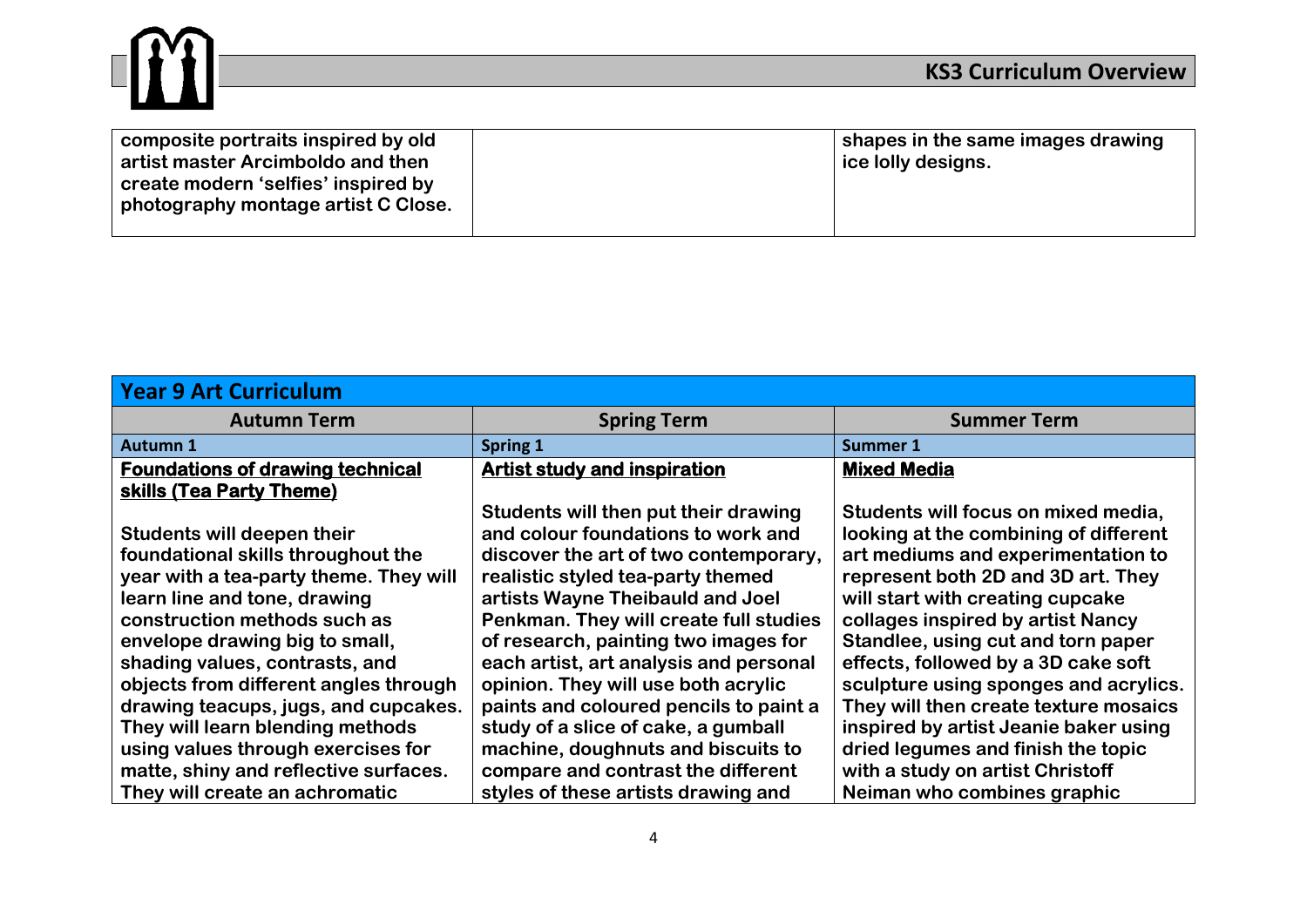| | | |
|---|---|---|
| composite portraits inspired by old artist master Arcimboldo and then create modern 'selfies' inspired by photography montage artist C Close. | | shapes in the same images drawing ice lolly designs. |

| **Year 9 Art Curriculum** | | |
|---|---|---|
| **Autumn Term** | **Spring Term** | **Summer Term** |
| **Autumn 1** | **Spring 1** | **Summer 1** |
| **Foundations of drawing technical skills (Tea Party Theme)**<br><br>Students will deepen their foundational skills throughout the year with a tea-party theme. They will learn line and tone, drawing construction methods such as envelope drawing big to small, shading values, contrasts, and objects from different angles through drawing teacups, jugs, and cupcakes. They will learn blending methods using values through exercises for matte, shiny and reflective surfaces. They will create an achromatic | **Artist study and inspiration**<br><br>Students will then put their drawing and colour foundations to work and discover the art of two contemporary, realistic styled tea-party themed artists Wayne Theibauld and Joel Penkman. They will create full studies of research, painting two images for each artist, art analysis and personal opinion. They will use both acrylic paints and coloured pencils to paint a study of a slice of cake, a gumball machine, doughnuts and biscuits to compare and contrast the different styles of these artists drawing and | **Mixed Media**<br><br>Students will focus on mixed media, looking at the combining of different art mediums and experimentation to represent both 2D and 3D art. They will start with creating cupcake collages inspired by artist Nancy Standlee, using cut and torn paper effects, followed by a 3D cake soft sculpture using sponges and acrylics. They will then create texture mosaics inspired by artist Jeanie baker using dried legumes and finish the topic with a study on artist Christoff Neiman who combines graphic |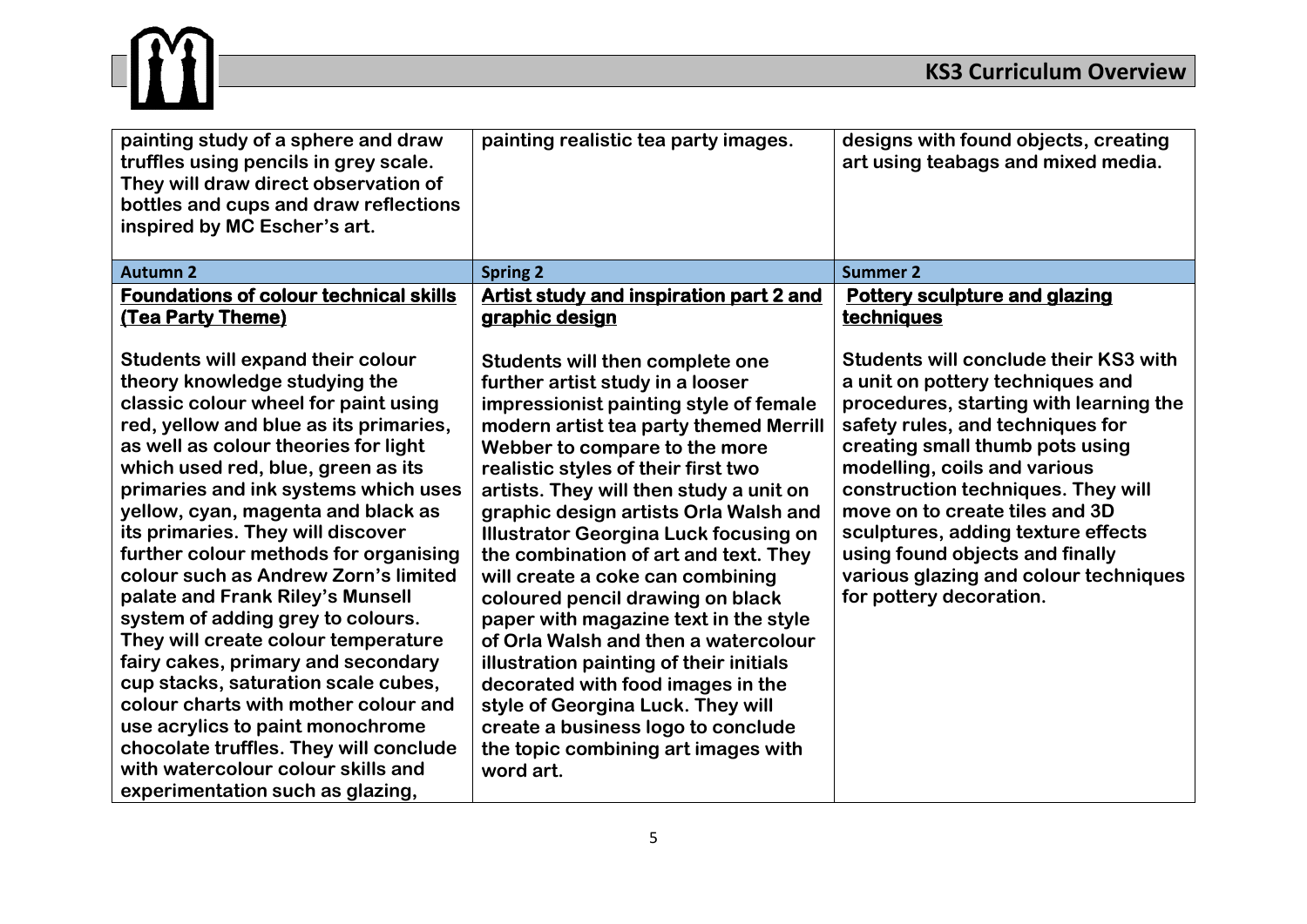| | | |
|---|---|---|
| **painting study of a sphere and draw truffles using pencils in grey scale. They will draw direct observation of bottles and cups and draw reflections inspired by MC Escher's art.** | **painting realistic tea party images.** | **designs with found objects, creating art using teabags and mixed media.** |
| **Autumn 2** | **Spring 2** | **Summer 2** |
| **<u>Foundations of colour technical skills (Tea Party Theme)</u>**<br><br>**Students will expand their colour theory knowledge studying the classic colour wheel for paint using red, yellow and blue as its primaries, as well as colour theories for light which used red, blue, green as its primaries and ink systems which uses yellow, cyan, magenta and black as its primaries. They will discover further colour methods for organising colour such as Andrew Zorn's limited palate and Frank Riley's Munsell system of adding grey to colours. They will create colour temperature fairy cakes, primary and secondary cup stacks, saturation scale cubes, colour charts with mother colour and use acrylics to paint monochrome chocolate truffles. They will conclude with watercolour colour skills and experimentation such as glazing,** | **<u>Artist study and inspiration part 2 and graphic design</u>**<br><br>**Students will then complete one further artist study in a looser impressionist painting style of female modern artist tea party themed Merrill Webber to compare to the more realistic styles of their first two artists. They will then study a unit on graphic design artists Orla Walsh and Illustrator Georgina Luck focusing on the combination of art and text. They will create a coke can combining coloured pencil drawing on black paper with magazine text in the style of Orla Walsh and then a watercolour illustration painting of their initials decorated with food images in the style of Georgina Luck. They will create a business logo to conclude the topic combining art images with word art.** | **<u>Pottery sculpture and glazing techniques</u>**<br><br>**Students will conclude their KS3 with a unit on pottery techniques and procedures, starting with learning the safety rules, and techniques for creating small thumb pots using modelling, coils and various construction techniques. They will move on to create tiles and 3D sculptures, adding texture effects using found objects and finally various glazing and colour techniques for pottery decoration.** |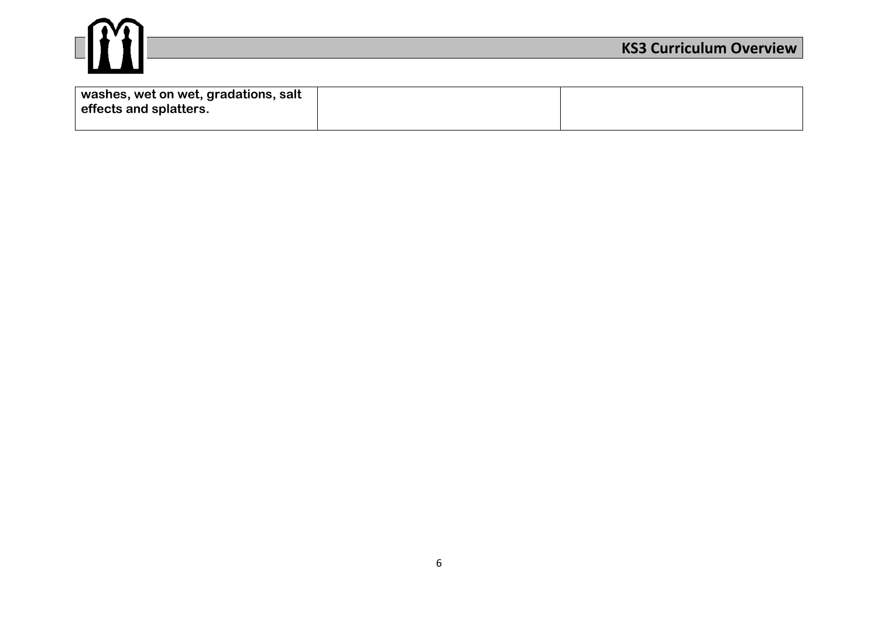| | | |
|---|---|---|
| **washes, wet on wet, gradations, salt effects and splatters.** | | |